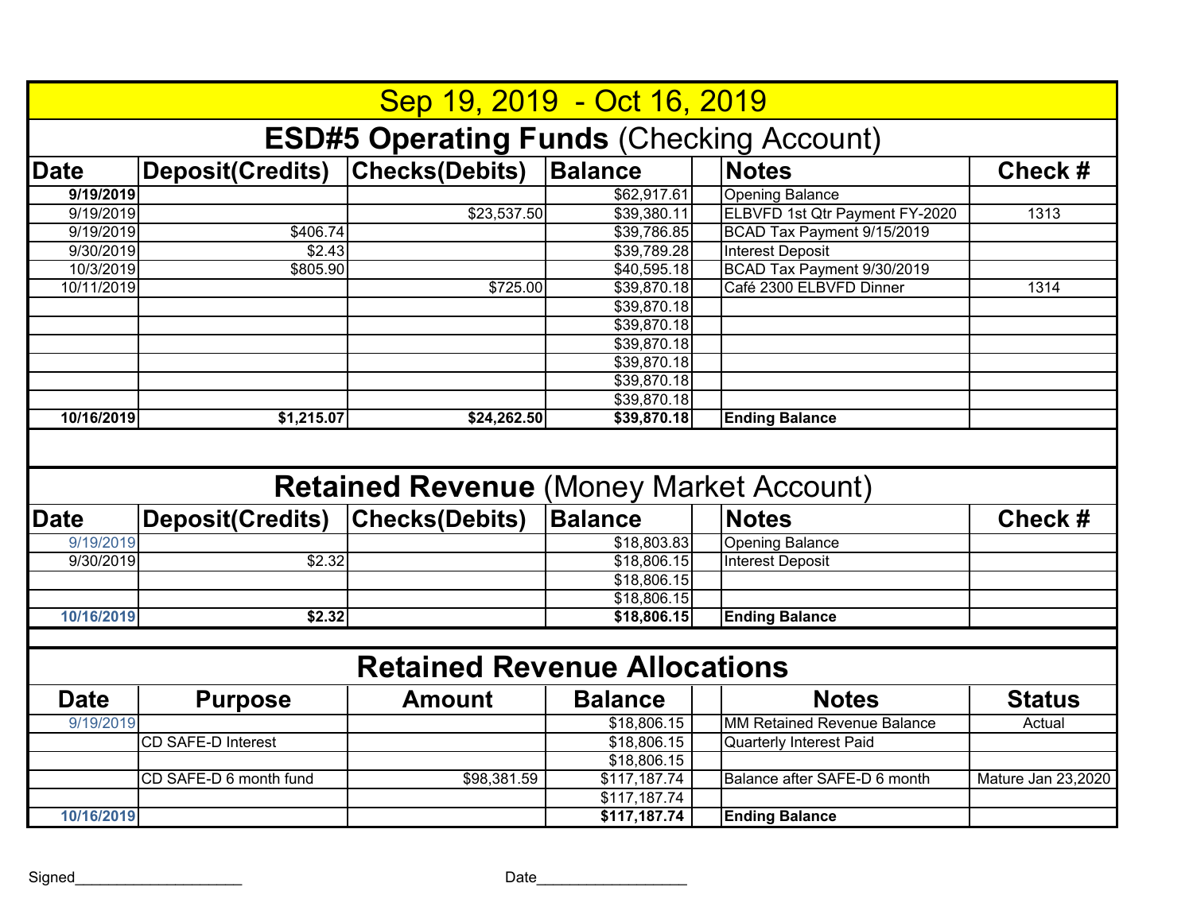# Sep 19, 2019 - Oct 16, 2019

## ESD#5 Operating Funds (Checking Account)

| Date | Deposit(Credits) | Checks(Debits) | Balance | | Notes | Check # |
|---|---|---|---|---|---|---|
| **9/19/2019** | | | $62,917.61 | | Opening Balance | |
| 9/19/2019 | | $23,537.50 | $39,380.11 | | ELBVFD 1st Qtr Payment FY-2020 | 1313 |
| 9/19/2019 | $406.74 | | $39,786.85 | | BCAD Tax Payment 9/15/2019 | |
| 9/30/2019 | $2.43 | | $39,789.28 | | Interest Deposit | |
| 10/3/2019 | $805.90 | | $40,595.18 | | BCAD Tax Payment 9/30/2019 | |
| 10/11/2019 | | $725.00 | $39,870.18 | | Café 2300 ELBVFD Dinner | 1314 |
| | | | $39,870.18 | | | |
| | | | $39,870.18 | | | |
| | | | $39,870.18 | | | |
| | | | $39,870.18 | | | |
| | | | $39,870.18 | | | |
| | | | $39,870.18 | | | |
| **10/16/2019** | **$1,215.07** | **$24,262.50** | **$39,870.18** | | **Ending Balance** | |

## Retained Revenue (Money Market Account)

| Date | Deposit(Credits) | Checks(Debits) | Balance | | Notes | Check # |
|---|---|---|---|---|---|---|
| 9/19/2019 | | | $18,803.83 | | Opening Balance | |
| 9/30/2019 | $2.32 | | $18,806.15 | | Interest Deposit | |
| | | | $18,806.15 | | | |
| | | | $18,806.15 | | | |
| **10/16/2019** | **$2.32** | | **$18,806.15** | | **Ending Balance** | |

## Retained Revenue Allocations

| Date | Purpose | Amount | Balance | | Notes | Status |
|---|---|---|---|---|---|---|
| 9/19/2019 | | | $18,806.15 | | MM Retained Revenue Balance | Actual |
| | CD SAFE-D Interest | | $18,806.15 | | Quarterly Interest Paid | |
| | | | $18,806.15 | | | |
| | CD SAFE-D 6 month fund | $98,381.59 | $117,187.74 | | Balance after SAFE-D 6 month | Mature Jan 23,2020 |
| | | | $117,187.74 | | | |
| **10/16/2019** | | | **$117,187.74** | | **Ending Balance** | |

Signed____________________ Date__________________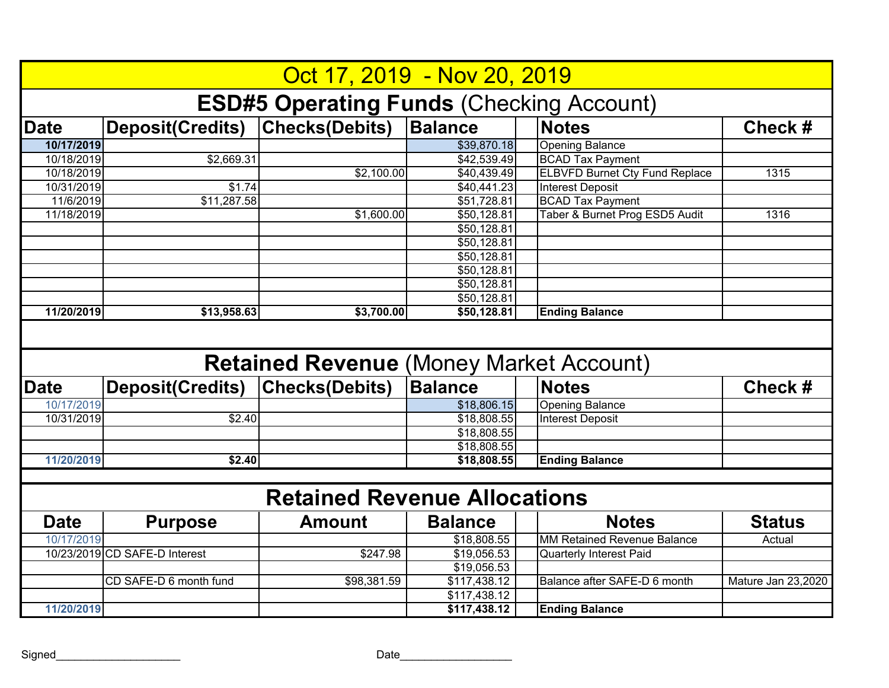# Oct 17, 2019 - Nov 20, 2019

## ESD#5 Operating Funds (Checking Account)

| Date | Deposit(Credits) | Checks(Debits) | Balance | | Notes | Check # |
|---|---|---|---|---|---|---|
| **10/17/2019** | | | $39,870.18 | | Opening Balance | |
| 10/18/2019 | $2,669.31 | | $42,539.49 | | BCAD Tax Payment | |
| 10/18/2019 | | $2,100.00 | $40,439.49 | | ELBVFD Burnet Cty Fund Replace | 1315 |
| 10/31/2019 | $1.74 | | $40,441.23 | | Interest Deposit | |
| 11/6/2019 | $11,287.58 | | $51,728.81 | | BCAD Tax Payment | |
| 11/18/2019 | | $1,600.00 | $50,128.81 | | Taber & Burnet Prog ESD5 Audit | 1316 |
| | | | $50,128.81 | | | |
| | | | $50,128.81 | | | |
| | | | $50,128.81 | | | |
| | | | $50,128.81 | | | |
| | | | $50,128.81 | | | |
| | | | $50,128.81 | | | |
| **11/20/2019** | **$13,958.63** | **$3,700.00** | **$50,128.81** | | **Ending Balance** | |

## Retained Revenue (Money Market Account)

| Date | Deposit(Credits) | Checks(Debits) | Balance | | Notes | Check # |
|---|---|---|---|---|---|---|
| 10/17/2019 | | | $18,806.15 | | Opening Balance | |
| 10/31/2019 | $2.40 | | $18,808.55 | | Interest Deposit | |
| | | | $18,808.55 | | | |
| | | | $18,808.55 | | | |
| **11/20/2019** | **$2.40** | | **$18,808.55** | | **Ending Balance** | |

## Retained Revenue Allocations

| Date | Purpose | Amount | Balance | | Notes | Status |
|---|---|---|---|---|---|---|
| 10/17/2019 | | | $18,808.55 | | MM Retained Revenue Balance | Actual |
| 10/23/2019 | CD SAFE-D Interest | $247.98 | $19,056.53 | | Quarterly Interest Paid | |
| | | | $19,056.53 | | | |
| | CD SAFE-D 6 month fund | $98,381.59 | $117,438.12 | | Balance after SAFE-D 6 month | Mature Jan 23,2020 |
| | | | $117,438.12 | | | |
| **11/20/2019** | | | **$117,438.12** | | **Ending Balance** | |

Signed____________________ Date_________________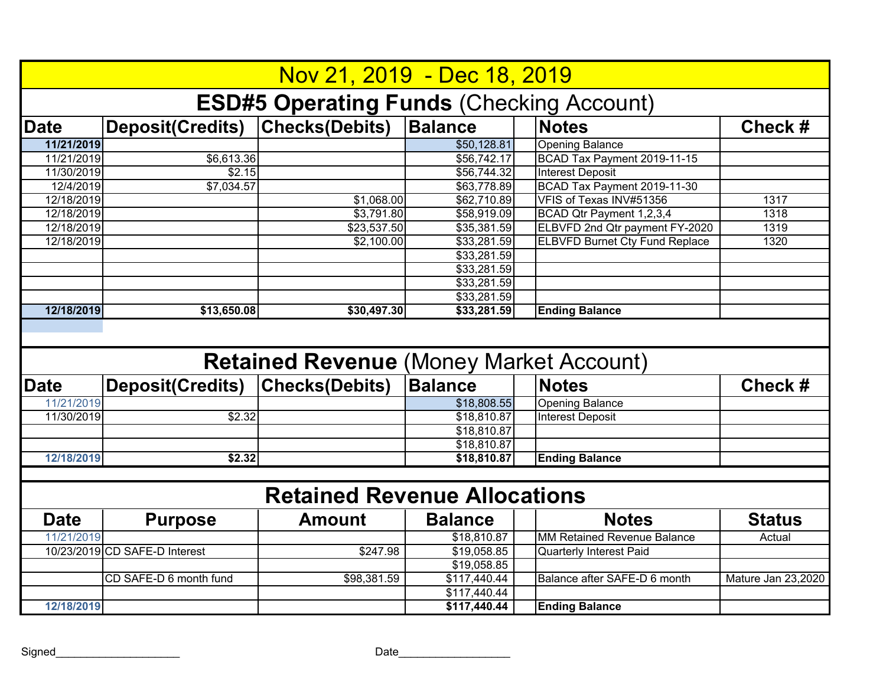# Nov 21, 2019 - Dec 18, 2019

## ESD#5 Operating Funds (Checking Account)

| Date | Deposit(Credits) | Checks(Debits) | Balance | | Notes | Check # |
|---|---|---|---|---|---|---|
| **11/21/2019** | | | $50,128.81 | | Opening Balance | |
| 11/21/2019 | $6,613.36 | | $56,742.17 | | BCAD Tax Payment 2019-11-15 | |
| 11/30/2019 | $2.15 | | $56,744.32 | | Interest Deposit | |
| 12/4/2019 | $7,034.57 | | $63,778.89 | | BCAD Tax Payment 2019-11-30 | |
| 12/18/2019 | | $1,068.00 | $62,710.89 | | VFIS of Texas INV#51356 | 1317 |
| 12/18/2019 | | $3,791.80 | $58,919.09 | | BCAD Qtr Payment 1,2,3,4 | 1318 |
| 12/18/2019 | | $23,537.50 | $35,381.59 | | ELBVFD 2nd Qtr payment FY-2020 | 1319 |
| 12/18/2019 | | $2,100.00 | $33,281.59 | | ELBVFD Burnet Cty Fund Replace | 1320 |
| | | | $33,281.59 | | | |
| | | | $33,281.59 | | | |
| | | | $33,281.59 | | | |
| | | | $33,281.59 | | | |
| **12/18/2019** | **$13,650.08** | **$30,497.30** | **$33,281.59** | | **Ending Balance** | |

## Retained Revenue (Money Market Account)

| Date | Deposit(Credits) | Checks(Debits) | Balance | | Notes | Check # |
|---|---|---|---|---|---|---|
| 11/21/2019 | | | $18,808.55 | | Opening Balance | |
| 11/30/2019 | $2.32 | | $18,810.87 | | Interest Deposit | |
| | | | $18,810.87 | | | |
| | | | $18,810.87 | | | |
| **12/18/2019** | **$2.32** | | **$18,810.87** | | **Ending Balance** | |

## Retained Revenue Allocations

| Date | Purpose | Amount | Balance | | Notes | Status |
|---|---|---|---|---|---|---|
| 11/21/2019 | | | $18,810.87 | | MM Retained Revenue Balance | Actual |
| 10/23/2019 | CD SAFE-D Interest | $247.98 | $19,058.85 | | Quarterly Interest Paid | |
| | | | $19,058.85 | | | |
| | CD SAFE-D 6 month fund | $98,381.59 | $117,440.44 | | Balance after SAFE-D 6 month | Mature Jan 23,2020 |
| | | | $117,440.44 | | | |
| **12/18/2019** | | | **$117,440.44** | | **Ending Balance** | |

Signed____________________ Date_________________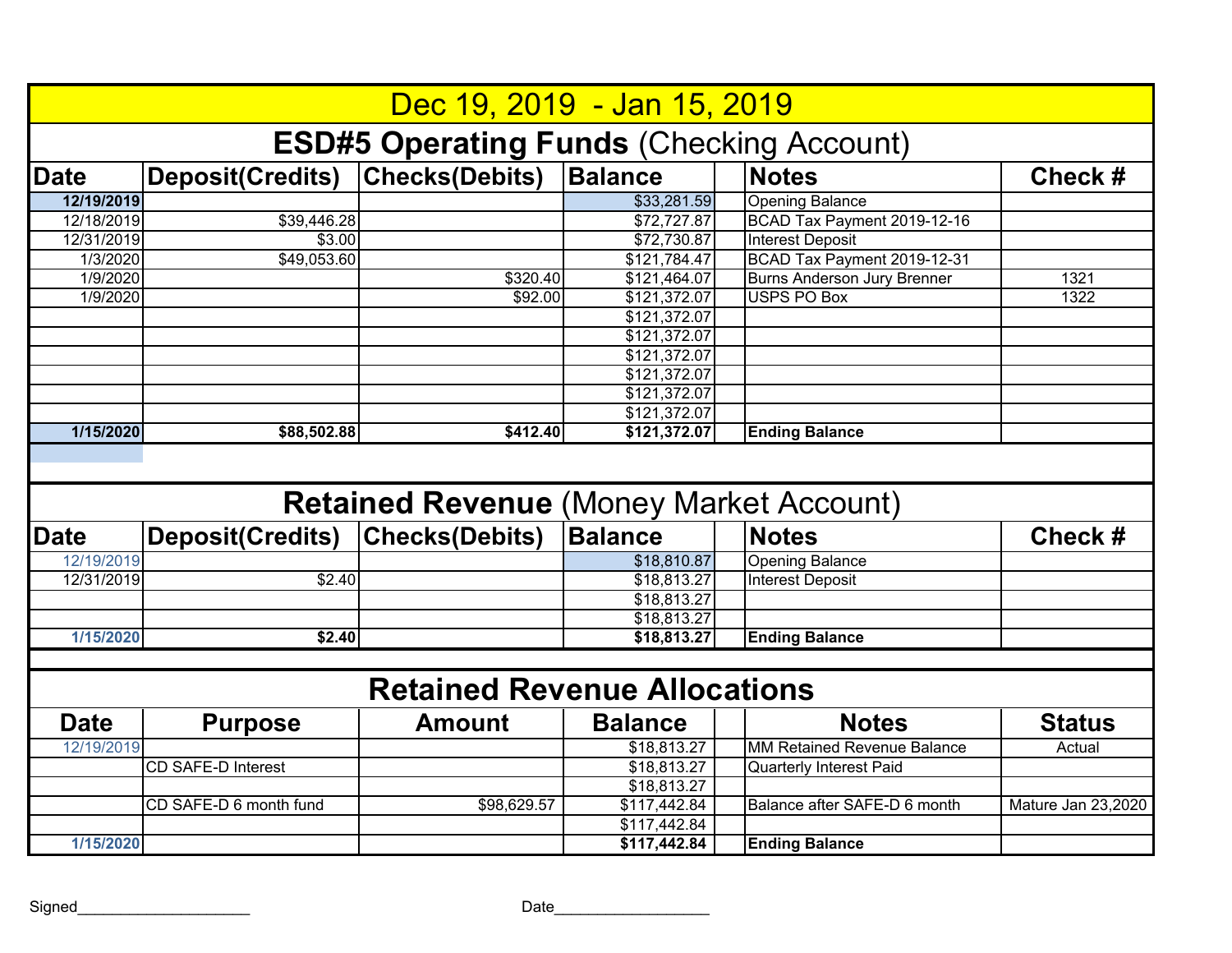# Dec 19, 2019 - Jan 15, 2019

## ESD#5 Operating Funds (Checking Account)

| Date | Deposit(Credits) | Checks(Debits) | Balance | | Notes | Check # |
|---|---|---|---|---|---|---|
| **12/19/2019** | | | $33,281.59 | | Opening Balance | |
| 12/18/2019 | $39,446.28 | | $72,727.87 | | BCAD Tax Payment 2019-12-16 | |
| 12/31/2019 | $3.00 | | $72,730.87 | | Interest Deposit | |
| 1/3/2020 | $49,053.60 | | $121,784.47 | | BCAD Tax Payment 2019-12-31 | |
| 1/9/2020 | | $320.40 | $121,464.07 | | Burns Anderson Jury Brenner | 1321 |
| 1/9/2020 | | $92.00 | $121,372.07 | | USPS PO Box | 1322 |
| | | | $121,372.07 | | | |
| | | | $121,372.07 | | | |
| | | | $121,372.07 | | | |
| | | | $121,372.07 | | | |
| | | | $121,372.07 | | | |
| | | | $121,372.07 | | | |
| **1/15/2020** | **$88,502.88** | **$412.40** | **$121,372.07** | | **Ending Balance** | |

## Retained Revenue (Money Market Account)

| Date | Deposit(Credits) | Checks(Debits) | Balance | | Notes | Check # |
|---|---|---|---|---|---|---|
| 12/19/2019 | | | $18,810.87 | | Opening Balance | |
| 12/31/2019 | $2.40 | | $18,813.27 | | Interest Deposit | |
| | | | $18,813.27 | | | |
| | | | $18,813.27 | | | |
| **1/15/2020** | **$2.40** | | **$18,813.27** | | **Ending Balance** | |

## Retained Revenue Allocations

| Date | Purpose | Amount | Balance | | Notes | Status |
|---|---|---|---|---|---|---|
| 12/19/2019 | | | $18,813.27 | | MM Retained Revenue Balance | Actual |
| | CD SAFE-D Interest | | $18,813.27 | | Quarterly Interest Paid | |
| | | | $18,813.27 | | | |
| | CD SAFE-D 6 month fund | $98,629.57 | $117,442.84 | | Balance after SAFE-D 6 month | Mature Jan 23,2020 |
| | | | $117,442.84 | | | |
| **1/15/2020** | | | **$117,442.84** | | **Ending Balance** | |

Signed____________________ Date_________________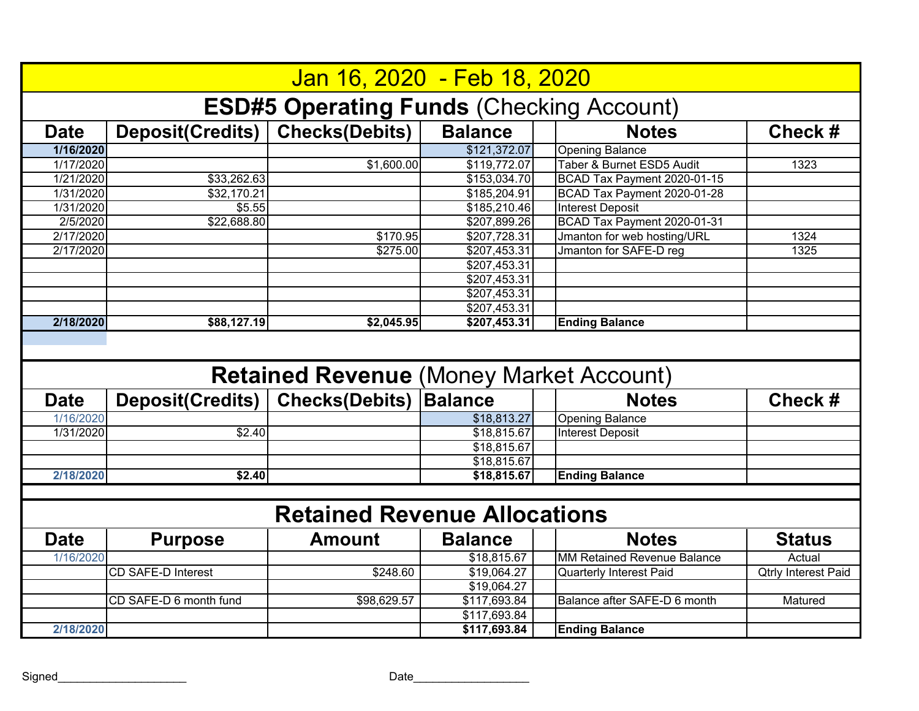# Jan 16, 2020 - Feb 18, 2020

## ESD#5 Operating Funds (Checking Account)

| Date | Deposit(Credits) | Checks(Debits) | Balance | | Notes | Check # |
|---|---|---|---|---|---|---|
| **1/16/2020** | | | $121,372.07 | | Opening Balance | |
| 1/17/2020 | | $1,600.00 | $119,772.07 | | Taber & Burnet ESD5 Audit | 1323 |
| 1/21/2020 | $33,262.63 | | $153,034.70 | | BCAD Tax Payment 2020-01-15 | |
| 1/31/2020 | $32,170.21 | | $185,204.91 | | BCAD Tax Payment 2020-01-28 | |
| 1/31/2020 | $5.55 | | $185,210.46 | | Interest Deposit | |
| 2/5/2020 | $22,688.80 | | $207,899.26 | | BCAD Tax Payment 2020-01-31 | |
| 2/17/2020 | | $170.95 | $207,728.31 | | Jmanton for web hosting/URL | 1324 |
| 2/17/2020 | | $275.00 | $207,453.31 | | Jmanton for SAFE-D reg | 1325 |
| | | | $207,453.31 | | | |
| | | | $207,453.31 | | | |
| | | | $207,453.31 | | | |
| | | | $207,453.31 | | | |
| **2/18/2020** | **$88,127.19** | **$2,045.95** | **$207,453.31** | | **Ending Balance** | |

## Retained Revenue (Money Market Account)

| Date | Deposit(Credits) | Checks(Debits) | Balance | | Notes | Check # |
|---|---|---|---|---|---|---|
| 1/16/2020 | | | $18,813.27 | | Opening Balance | |
| 1/31/2020 | $2.40 | | $18,815.67 | | Interest Deposit | |
| | | | $18,815.67 | | | |
| | | | $18,815.67 | | | |
| **2/18/2020** | **$2.40** | | **$18,815.67** | | **Ending Balance** | |

## Retained Revenue Allocations

| Date | Purpose | Amount | Balance | | Notes | Status |
|---|---|---|---|---|---|---|
| 1/16/2020 | | | $18,815.67 | | MM Retained Revenue Balance | Actual |
| | CD SAFE-D Interest | $248.60 | $19,064.27 | | Quarterly Interest Paid | Qtrly Interest Paid |
| | | | $19,064.27 | | | |
| | CD SAFE-D 6 month fund | $98,629.57 | $117,693.84 | | Balance after SAFE-D 6 month | Matured |
| | | | $117,693.84 | | | |
| **2/18/2020** | | | **$117,693.84** | | **Ending Balance** | |

Signed____________________ Date__________________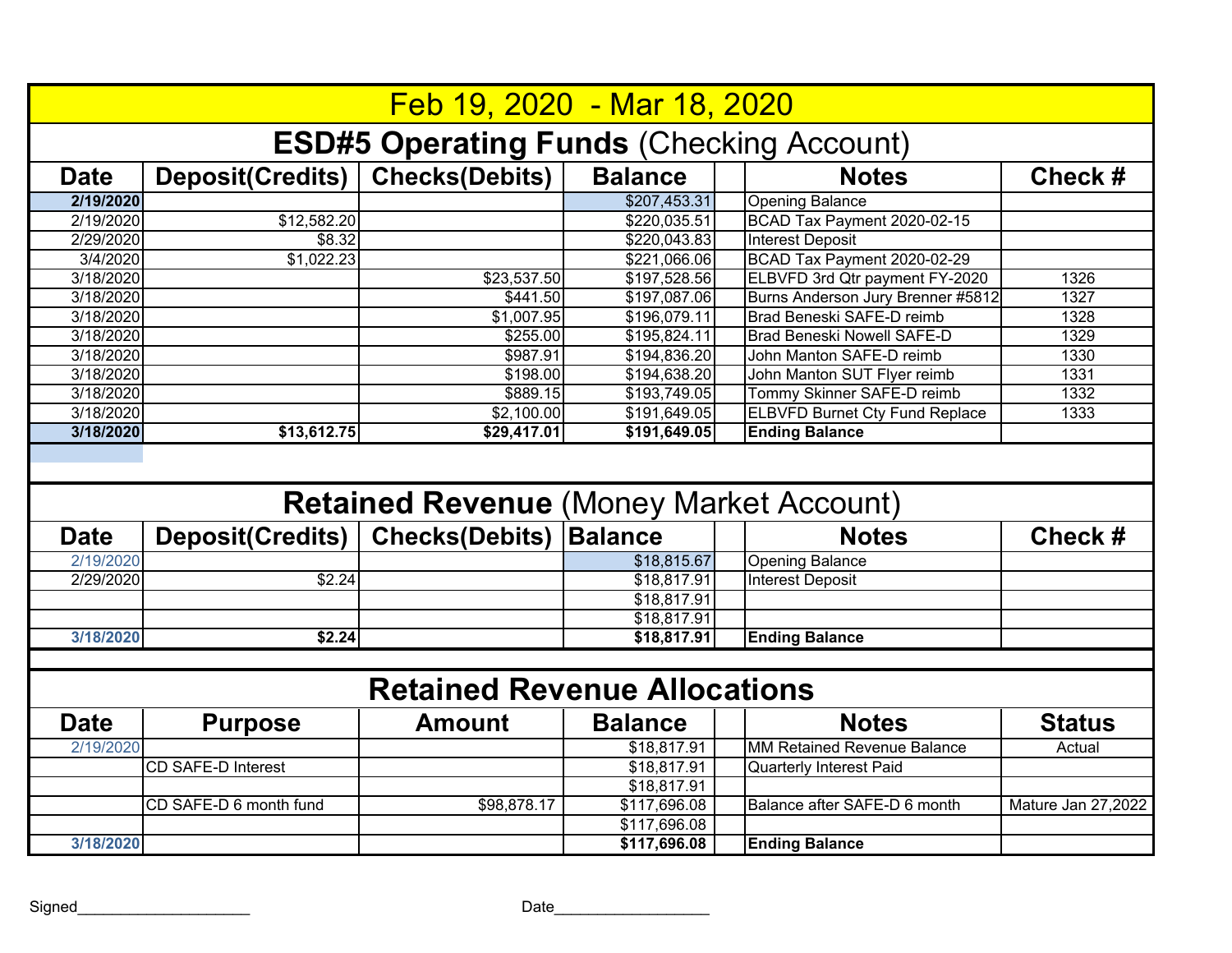# Feb 19, 2020 - Mar 18, 2020

## ESD#5 Operating Funds (Checking Account)

| Date | Deposit(Credits) | Checks(Debits) | Balance | | Notes | Check # |
|---|---|---|---|---|---|---|
| **2/19/2020** | | | $207,453.31 | | Opening Balance | |
| 2/19/2020 | $12,582.20 | | $220,035.51 | | BCAD Tax Payment 2020-02-15 | |
| 2/29/2020 | $8.32 | | $220,043.83 | | Interest Deposit | |
| 3/4/2020 | $1,022.23 | | $221,066.06 | | BCAD Tax Payment 2020-02-29 | |
| 3/18/2020 | | $23,537.50 | $197,528.56 | | ELBVFD 3rd Qtr payment FY-2020 | 1326 |
| 3/18/2020 | | $441.50 | $197,087.06 | | Burns Anderson Jury Brenner #5812 | 1327 |
| 3/18/2020 | | $1,007.95 | $196,079.11 | | Brad Beneski SAFE-D reimb | 1328 |
| 3/18/2020 | | $255.00 | $195,824.11 | | Brad Beneski Nowell SAFE-D | 1329 |
| 3/18/2020 | | $987.91 | $194,836.20 | | John Manton SAFE-D reimb | 1330 |
| 3/18/2020 | | $198.00 | $194,638.20 | | John Manton SUT Flyer reimb | 1331 |
| 3/18/2020 | | $889.15 | $193,749.05 | | Tommy Skinner SAFE-D reimb | 1332 |
| 3/18/2020 | | $2,100.00 | $191,649.05 | | ELBVFD Burnet Cty Fund Replace | 1333 |
| **3/18/2020** | **$13,612.75** | **$29,417.01** | **$191,649.05** | | **Ending Balance** | |

## Retained Revenue (Money Market Account)

| Date | Deposit(Credits) | Checks(Debits) | Balance | | Notes | Check # |
|---|---|---|---|---|---|---|
| 2/19/2020 | | | $18,815.67 | | Opening Balance | |
| 2/29/2020 | $2.24 | | $18,817.91 | | Interest Deposit | |
| | | | $18,817.91 | | | |
| | | | $18,817.91 | | | |
| **3/18/2020** | **$2.24** | | **$18,817.91** | | **Ending Balance** | |

## Retained Revenue Allocations

| Date | Purpose | Amount | Balance | | Notes | Status |
|---|---|---|---|---|---|---|
| 2/19/2020 | | | $18,817.91 | | MM Retained Revenue Balance | Actual |
| | CD SAFE-D Interest | | $18,817.91 | | Quarterly Interest Paid | |
| | | | $18,817.91 | | | |
| | CD SAFE-D 6 month fund | $98,878.17 | $117,696.08 | | Balance after SAFE-D 6 month | Mature Jan 27,2022 |
| | | | $117,696.08 | | | |
| **3/18/2020** | | | **$117,696.08** | | **Ending Balance** | |

Signed____________________ Date__________________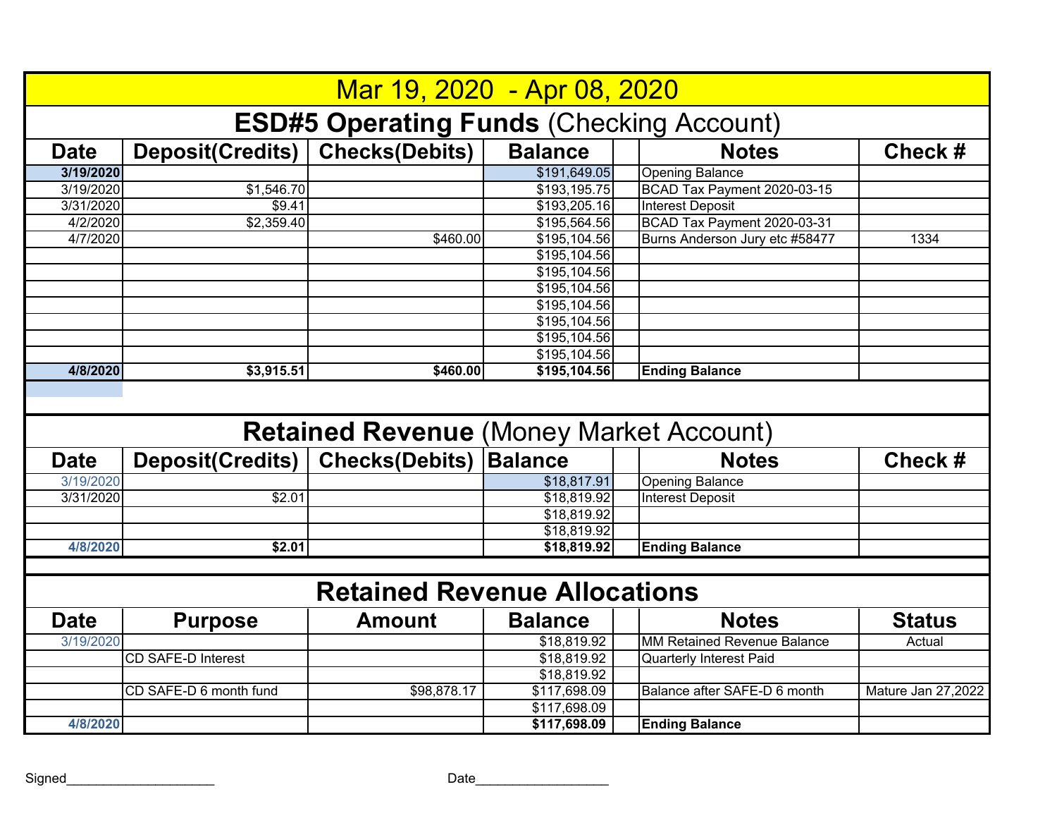# Mar 19, 2020 - Apr 08, 2020

## **ESD#5 Operating Funds** (Checking Account)

| Date | Deposit(Credits) | Checks(Debits) | Balance | | Notes | Check # |
|---|---|---|---|---|---|---|
| **3/19/2020** | | | $191,649.05 | | Opening Balance | |
| 3/19/2020 | $1,546.70 | | $193,195.75 | | BCAD Tax Payment 2020-03-15 | |
| 3/31/2020 | $9.41 | | $193,205.16 | | Interest Deposit | |
| 4/2/2020 | $2,359.40 | | $195,564.56 | | BCAD Tax Payment 2020-03-31 | |
| 4/7/2020 | | $460.00 | $195,104.56 | | Burns Anderson Jury etc #58477 | 1334 |
| | | | $195,104.56 | | | |
| | | | $195,104.56 | | | |
| | | | $195,104.56 | | | |
| | | | $195,104.56 | | | |
| | | | $195,104.56 | | | |
| | | | $195,104.56 | | | |
| | | | $195,104.56 | | | |
| **4/8/2020** | **$3,915.51** | **$460.00** | **$195,104.56** | | **Ending Balance** | |

## **Retained Revenue** (Money Market Account)

| Date | Deposit(Credits) | Checks(Debits) | Balance | | Notes | Check # |
|---|---|---|---|---|---|---|
| 3/19/2020 | | | $18,817.91 | | Opening Balance | |
| 3/31/2020 | $2.01 | | $18,819.92 | | Interest Deposit | |
| | | | $18,819.92 | | | |
| | | | $18,819.92 | | | |
| **4/8/2020** | **$2.01** | | **$18,819.92** | | **Ending Balance** | |

## **Retained Revenue Allocations**

| Date | Purpose | Amount | Balance | | Notes | Status |
|---|---|---|---|---|---|---|
| 3/19/2020 | | | $18,819.92 | | MM Retained Revenue Balance | Actual |
| | CD SAFE-D Interest | | $18,819.92 | | Quarterly Interest Paid | |
| | | | $18,819.92 | | | |
| | CD SAFE-D 6 month fund | $98,878.17 | $117,698.09 | | Balance after SAFE-D 6 month | Mature Jan 27,2022 |
| | | | $117,698.09 | | | |
| **4/8/2020** | | | **$117,698.09** | | **Ending Balance** | |

Signed____________________ Date__________________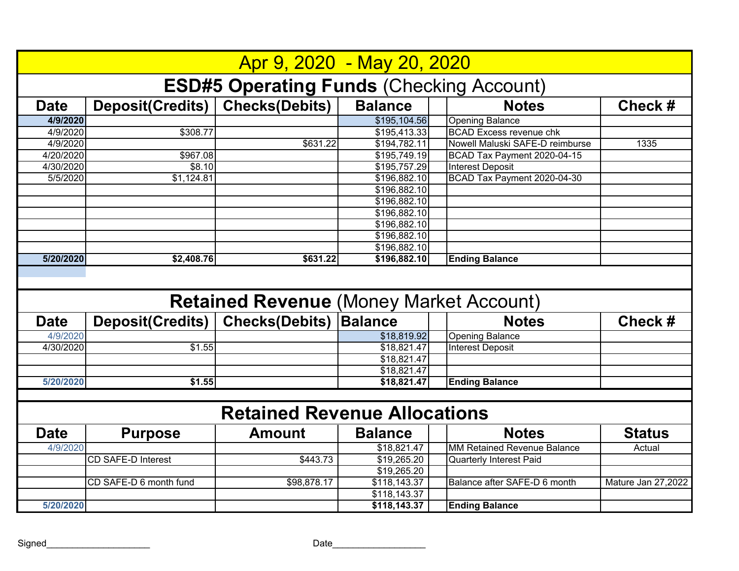# Apr 9, 2020 - May 20, 2020

## ESD#5 Operating Funds (Checking Account)

| Date | Deposit(Credits) | Checks(Debits) | Balance | | Notes | Check # |
|---|---|---|---|---|---|---|
| **4/9/2020** | | | $195,104.56 | | Opening Balance | |
| 4/9/2020 | $308.77 | | $195,413.33 | | BCAD Excess revenue chk | |
| 4/9/2020 | | $631.22 | $194,782.11 | | Nowell Maluski SAFE-D reimburse | 1335 |
| 4/20/2020 | $967.08 | | $195,749.19 | | BCAD Tax Payment 2020-04-15 | |
| 4/30/2020 | $8.10 | | $195,757.29 | | Interest Deposit | |
| 5/5/2020 | $1,124.81 | | $196,882.10 | | BCAD Tax Payment 2020-04-30 | |
| | | | $196,882.10 | | | |
| | | | $196,882.10 | | | |
| | | | $196,882.10 | | | |
| | | | $196,882.10 | | | |
| | | | $196,882.10 | | | |
| | | | $196,882.10 | | | |
| **5/20/2020** | **$2,408.76** | **$631.22** | **$196,882.10** | | **Ending Balance** | |

## Retained Revenue (Money Market Account)

| Date | Deposit(Credits) | Checks(Debits) | Balance | | Notes | Check # |
|---|---|---|---|---|---|---|
| 4/9/2020 | | | $18,819.92 | | Opening Balance | |
| 4/30/2020 | $1.55 | | $18,821.47 | | Interest Deposit | |
| | | | $18,821.47 | | | |
| | | | $18,821.47 | | | |
| **5/20/2020** | **$1.55** | | **$18,821.47** | | **Ending Balance** | |

## Retained Revenue Allocations

| Date | Purpose | Amount | Balance | | Notes | Status |
|---|---|---|---|---|---|---|
| 4/9/2020 | | | $18,821.47 | | MM Retained Revenue Balance | Actual |
| | CD SAFE-D Interest | $443.73 | $19,265.20 | | Quarterly Interest Paid | |
| | | | $19,265.20 | | | |
| | CD SAFE-D 6 month fund | $98,878.17 | $118,143.37 | | Balance after SAFE-D 6 month | Mature Jan 27,2022 |
| | | | $118,143.37 | | | |
| **5/20/2020** | | | **$118,143.37** | | **Ending Balance** | |

Signed____________________ Date__________________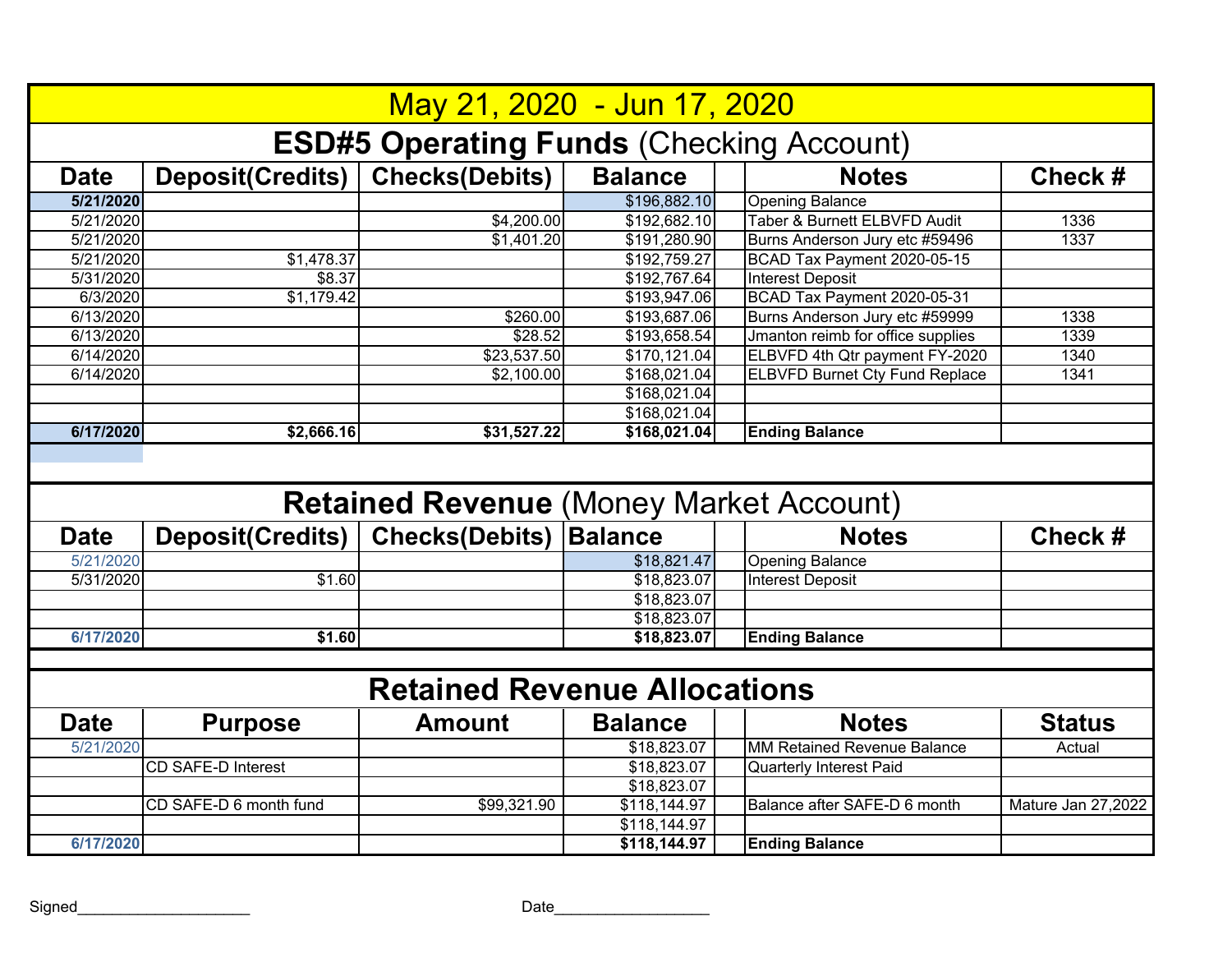# May 21, 2020 - Jun 17, 2020

## ESD#5 Operating Funds (Checking Account)

| Date | Deposit(Credits) | Checks(Debits) | Balance | | Notes | Check # |
|---|---|---|---|---|---|---|
| **5/21/2020** | | | $196,882.10 | | Opening Balance | |
| 5/21/2020 | | $4,200.00 | $192,682.10 | | Taber & Burnett ELBVFD Audit | 1336 |
| 5/21/2020 | | $1,401.20 | $191,280.90 | | Burns Anderson Jury etc #59496 | 1337 |
| 5/21/2020 | $1,478.37 | | $192,759.27 | | BCAD Tax Payment 2020-05-15 | |
| 5/31/2020 | $8.37 | | $192,767.64 | | Interest Deposit | |
| 6/3/2020 | $1,179.42 | | $193,947.06 | | BCAD Tax Payment 2020-05-31 | |
| 6/13/2020 | | $260.00 | $193,687.06 | | Burns Anderson Jury etc #59999 | 1338 |
| 6/13/2020 | | $28.52 | $193,658.54 | | Jmanton reimb for office supplies | 1339 |
| 6/14/2020 | | $23,537.50 | $170,121.04 | | ELBVFD 4th Qtr payment FY-2020 | 1340 |
| 6/14/2020 | | $2,100.00 | $168,021.04 | | ELBVFD Burnet Cty Fund Replace | 1341 |
| | | | $168,021.04 | | | |
| | | | $168,021.04 | | | |
| **6/17/2020** | **$2,666.16** | **$31,527.22** | **$168,021.04** | | **Ending Balance** | |

## Retained Revenue (Money Market Account)

| Date | Deposit(Credits) | Checks(Debits) | Balance | | Notes | Check # |
|---|---|---|---|---|---|---|
| 5/21/2020 | | | $18,821.47 | | Opening Balance | |
| 5/31/2020 | $1.60 | | $18,823.07 | | Interest Deposit | |
| | | | $18,823.07 | | | |
| | | | $18,823.07 | | | |
| **6/17/2020** | **$1.60** | | **$18,823.07** | | **Ending Balance** | |

## Retained Revenue Allocations

| Date | Purpose | Amount | Balance | | Notes | Status |
|---|---|---|---|---|---|---|
| 5/21/2020 | | | $18,823.07 | | MM Retained Revenue Balance | Actual |
| | CD SAFE-D Interest | | $18,823.07 | | Quarterly Interest Paid | |
| | | | $18,823.07 | | | |
| | CD SAFE-D 6 month fund | $99,321.90 | $118,144.97 | | Balance after SAFE-D 6 month | Mature Jan 27,2022 |
| | | | $118,144.97 | | | |
| **6/17/2020** | | | **$118,144.97** | | **Ending Balance** | |

Signed____________________ Date_________________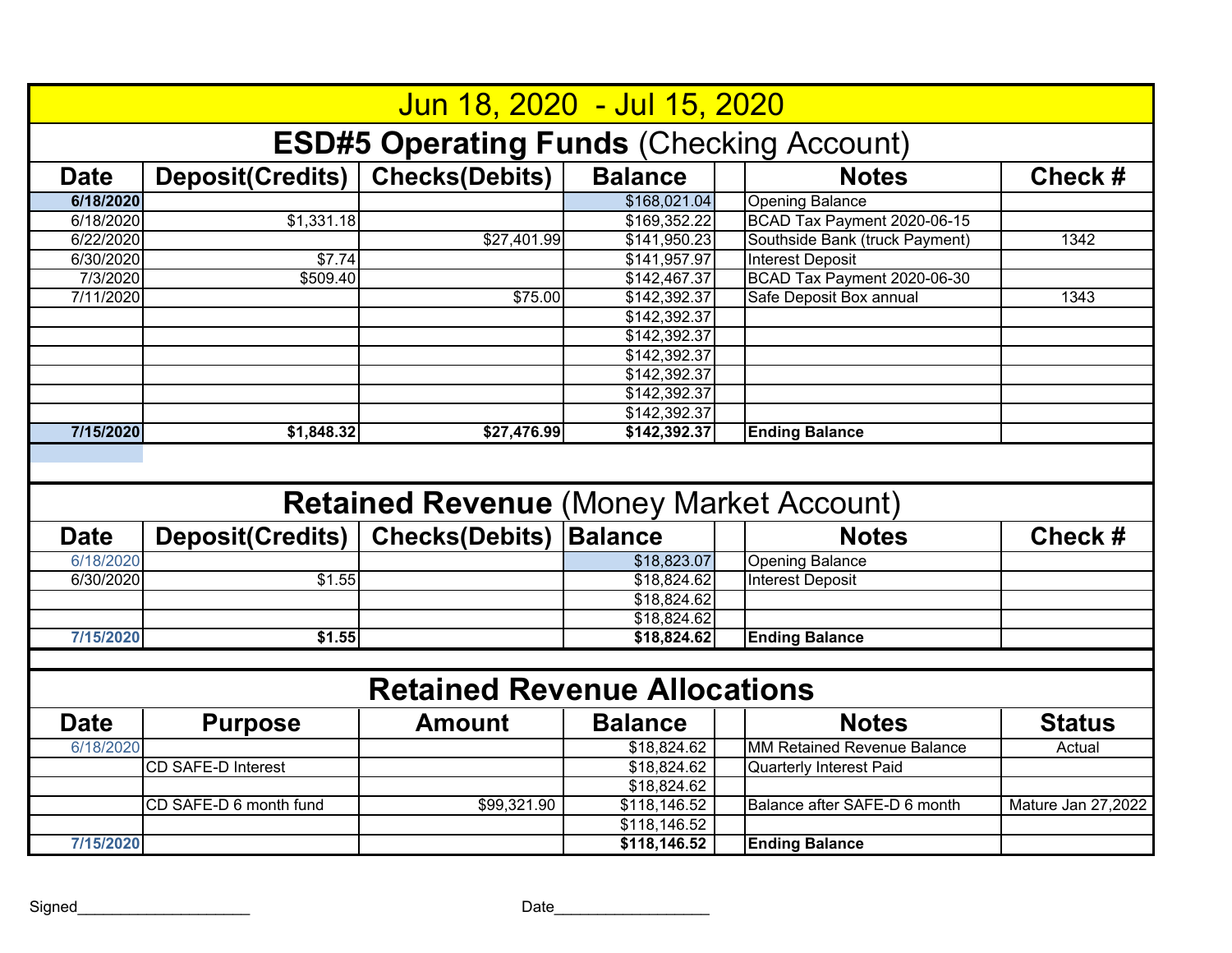# Jun 18, 2020 - Jul 15, 2020

## ESD#5 Operating Funds (Checking Account)

| Date | Deposit(Credits) | Checks(Debits) | Balance | | Notes | Check # |
|---|---|---|---|---|---|---|
| **6/18/2020** | | | $168,021.04 | | Opening Balance | |
| 6/18/2020 | $1,331.18 | | $169,352.22 | | BCAD Tax Payment 2020-06-15 | |
| 6/22/2020 | | $27,401.99 | $141,950.23 | | Southside Bank (truck Payment) | 1342 |
| 6/30/2020 | $7.74 | | $141,957.97 | | Interest Deposit | |
| 7/3/2020 | $509.40 | | $142,467.37 | | BCAD Tax Payment 2020-06-30 | |
| 7/11/2020 | | $75.00 | $142,392.37 | | Safe Deposit Box annual | 1343 |
| | | | $142,392.37 | | | |
| | | | $142,392.37 | | | |
| | | | $142,392.37 | | | |
| | | | $142,392.37 | | | |
| | | | $142,392.37 | | | |
| | | | $142,392.37 | | | |
| **7/15/2020** | **$1,848.32** | **$27,476.99** | **$142,392.37** | | **Ending Balance** | |

## Retained Revenue (Money Market Account)

| Date | Deposit(Credits) | Checks(Debits) | Balance | | Notes | Check # |
|---|---|---|---|---|---|---|
| 6/18/2020 | | | $18,823.07 | | Opening Balance | |
| 6/30/2020 | $1.55 | | $18,824.62 | | Interest Deposit | |
| | | | $18,824.62 | | | |
| | | | $18,824.62 | | | |
| **7/15/2020** | **$1.55** | | **$18,824.62** | | **Ending Balance** | |

## Retained Revenue Allocations

| Date | Purpose | Amount | Balance | | Notes | Status |
|---|---|---|---|---|---|---|
| 6/18/2020 | | | $18,824.62 | | MM Retained Revenue Balance | Actual |
| | CD SAFE-D Interest | | $18,824.62 | | Quarterly Interest Paid | |
| | | | $18,824.62 | | | |
| | CD SAFE-D 6 month fund | $99,321.90 | $118,146.52 | | Balance after SAFE-D 6 month | Mature Jan 27,2022 |
| | | | $118,146.52 | | | |
| **7/15/2020** | | | **$118,146.52** | | **Ending Balance** | |

Signed____________________ Date__________________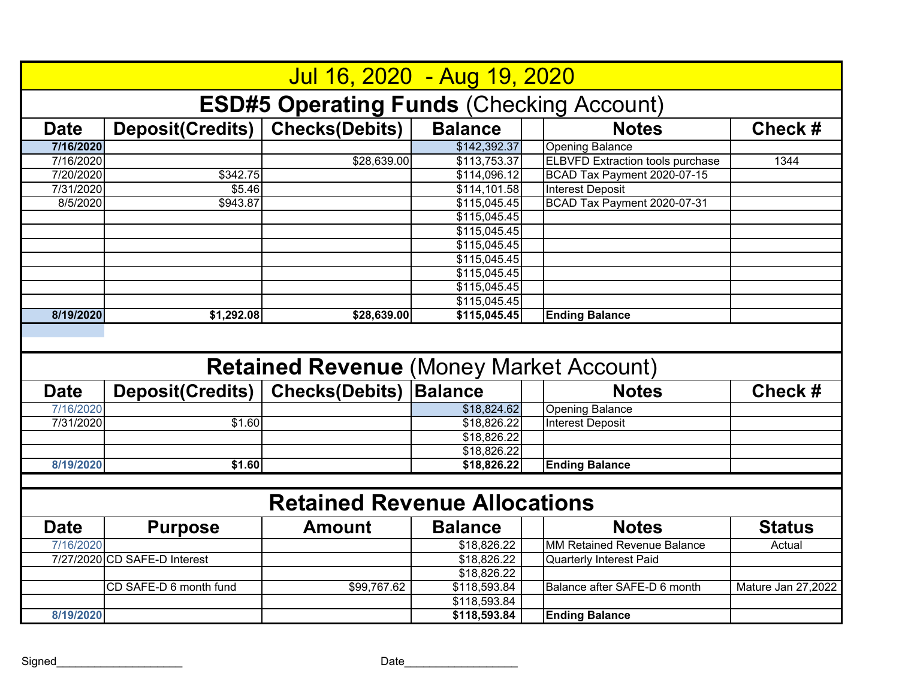# Jul 16, 2020 - Aug 19, 2020

## ESD#5 Operating Funds (Checking Account)

| Date | Deposit(Credits) | Checks(Debits) | Balance | | Notes | Check # |
|---|---|---|---|---|---|---|
| **7/16/2020** | | | $142,392.37 | | Opening Balance | |
| 7/16/2020 | | $28,639.00 | $113,753.37 | | ELBVFD Extraction tools purchase | 1344 |
| 7/20/2020 | $342.75 | | $114,096.12 | | BCAD Tax Payment 2020-07-15 | |
| 7/31/2020 | $5.46 | | $114,101.58 | | Interest Deposit | |
| 8/5/2020 | $943.87 | | $115,045.45 | | BCAD Tax Payment 2020-07-31 | |
| | | | $115,045.45 | | | |
| | | | $115,045.45 | | | |
| | | | $115,045.45 | | | |
| | | | $115,045.45 | | | |
| | | | $115,045.45 | | | |
| | | | $115,045.45 | | | |
| | | | $115,045.45 | | | |
| **8/19/2020** | **$1,292.08** | **$28,639.00** | **$115,045.45** | | **Ending Balance** | |

## Retained Revenue (Money Market Account)

| Date | Deposit(Credits) | Checks(Debits) | Balance | | Notes | Check # |
|---|---|---|---|---|---|---|
| 7/16/2020 | | | $18,824.62 | | Opening Balance | |
| 7/31/2020 | $1.60 | | $18,826.22 | | Interest Deposit | |
| | | | $18,826.22 | | | |
| | | | $18,826.22 | | | |
| **8/19/2020** | **$1.60** | | **$18,826.22** | | **Ending Balance** | |

## Retained Revenue Allocations

| Date | Purpose | Amount | Balance | | Notes | Status |
|---|---|---|---|---|---|---|
| 7/16/2020 | | | $18,826.22 | | MM Retained Revenue Balance | Actual |
| 7/27/2020 | CD SAFE-D Interest | | $18,826.22 | | Quarterly Interest Paid | |
| | | | $18,826.22 | | | |
| | CD SAFE-D 6 month fund | $99,767.62 | $118,593.84 | | Balance after SAFE-D 6 month | Mature Jan 27,2022 |
| | | | $118,593.84 | | | |
| **8/19/2020** | | | **$118,593.84** | | **Ending Balance** | |

Signed____________________ Date_________________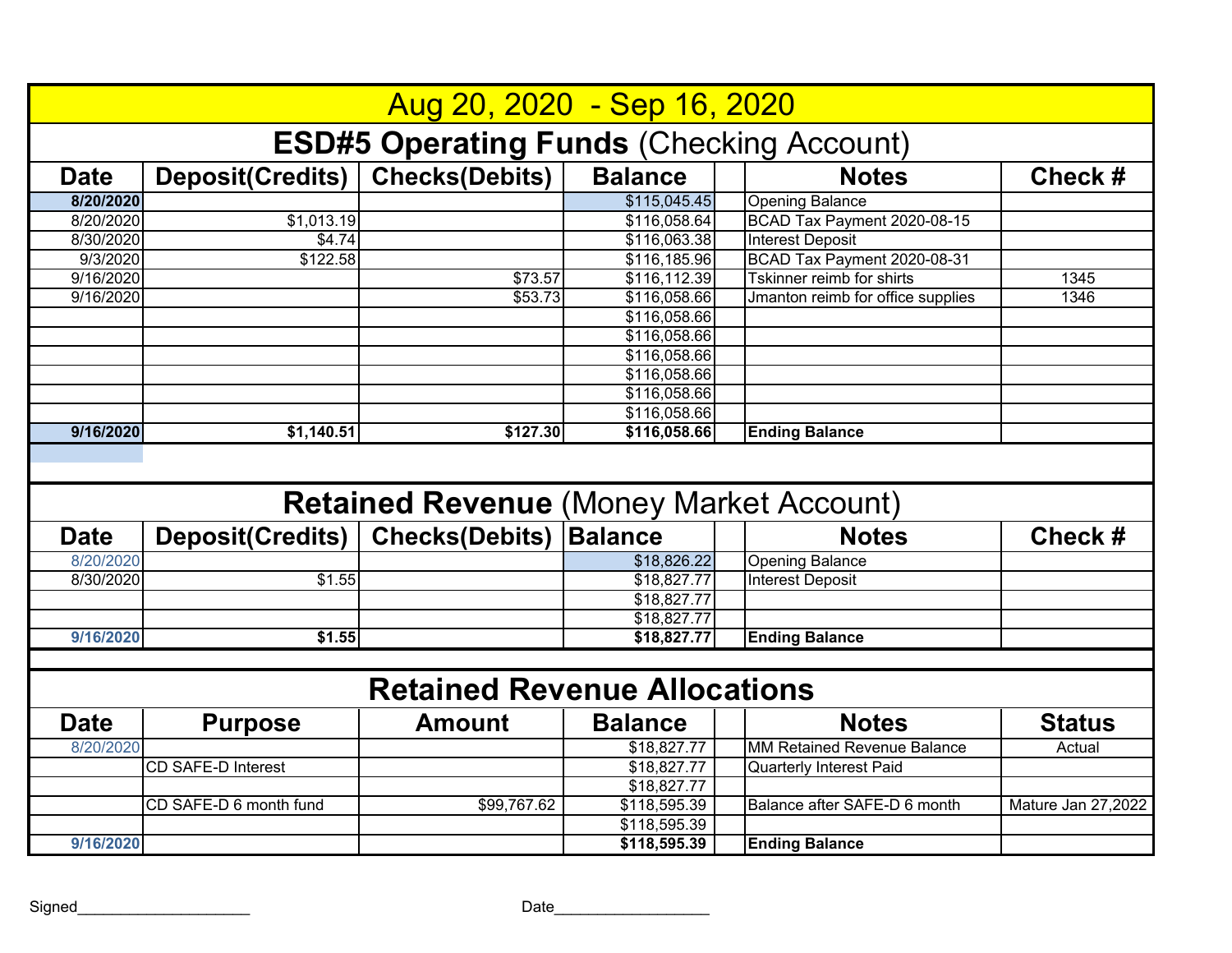# Aug 20, 2020 - Sep 16, 2020

## ESD#5 Operating Funds (Checking Account)

| Date | Deposit(Credits) | Checks(Debits) | Balance | | Notes | Check # |
|---|---|---|---|---|---|---|
| 8/20/2020 | | | $115,045.45 | | Opening Balance | |
| 8/20/2020 | $1,013.19 | | $116,058.64 | | BCAD Tax Payment 2020-08-15 | |
| 8/30/2020 | $4.74 | | $116,063.38 | | Interest Deposit | |
| 9/3/2020 | $122.58 | | $116,185.96 | | BCAD Tax Payment 2020-08-31 | |
| 9/16/2020 | | $73.57 | $116,112.39 | | Tskinner reimb for shirts | 1345 |
| 9/16/2020 | | $53.73 | $116,058.66 | | Jmanton reimb for office supplies | 1346 |
| | | | $116,058.66 | | | |
| | | | $116,058.66 | | | |
| | | | $116,058.66 | | | |
| | | | $116,058.66 | | | |
| | | | $116,058.66 | | | |
| | | | $116,058.66 | | | |
| **9/16/2020** | **$1,140.51** | **$127.30** | **$116,058.66** | | **Ending Balance** | |

## Retained Revenue (Money Market Account)

| Date | Deposit(Credits) | Checks(Debits) | Balance | | Notes | Check # |
|---|---|---|---|---|---|---|
| 8/20/2020 | | | $18,826.22 | | Opening Balance | |
| 8/30/2020 | $1.55 | | $18,827.77 | | Interest Deposit | |
| | | | $18,827.77 | | | |
| | | | $18,827.77 | | | |
| **9/16/2020** | **$1.55** | | **$18,827.77** | | **Ending Balance** | |

## Retained Revenue Allocations

| Date | Purpose | Amount | Balance | | Notes | Status |
|---|---|---|---|---|---|---|
| 8/20/2020 | | | $18,827.77 | | MM Retained Revenue Balance | Actual |
| | CD SAFE-D Interest | | $18,827.77 | | Quarterly Interest Paid | |
| | | | $18,827.77 | | | |
| | CD SAFE-D 6 month fund | $99,767.62 | $118,595.39 | | Balance after SAFE-D 6 month | Mature Jan 27,2022 |
| | | | $118,595.39 | | | |
| **9/16/2020** | | | **$118,595.39** | | **Ending Balance** | |

Signed____________________ Date_________________